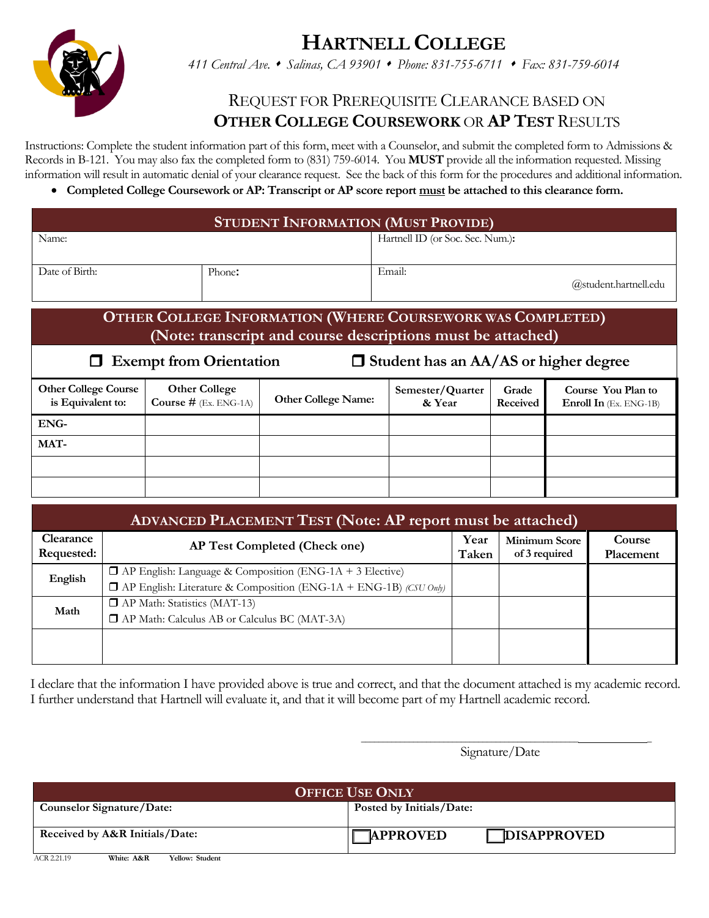# HARTNELL COLLEGE

*411 Central Ave. • Salinas, CA 93901 • Phone: 831-755-6711 • Fax: 831-759-6014*

## REQUEST FOR PREREQUISITE CLEARANCE BASED ON **OTHER COLLEGE COURSEWORK** OR **AP TEST** RESULTS

Instructions: Complete the student information part of this form, meet with a Counselor, and submit the completed form to Admissions & Records in B-121. You may also fax the completed form to (831) 759-6014. You **MUST** provide all the information requested. Missing information will result in automatic denial of your clearance request. See the back of this form for the procedures and additional information.

- **Completed College Coursework or AP: Transcript or AP score report must be attached to this clearance form.**

| **STUDENT INFORMATION (MUST PROVIDE)** | | |
|---|---|---|
| Name: | | Hartnell ID (or Soc. Sec. Num.): |
| Date of Birth: | Phone: | Email: @student.hartnell.edu |

**OTHER COLLEGE INFORMATION (WHERE COURSEWORK WAS COMPLETED)**
**(Note: transcript and course descriptions must be attached)**

☐ **Exempt from Orientation** ☐ **Student has an AA/AS or higher degree**

| Other College Course is Equivalent to: | Other College Course # (Ex. ENG-1A) | Other College Name: | Semester/Quarter & Year | Grade Received | Course You Plan to Enroll In (Ex. ENG-1B) |
|---|---|---|---|---|---|
| ENG- | | | | | |
| MAT- | | | | | |
| | | | | | |
| | | | | | |

**ADVANCED PLACEMENT TEST (Note: AP report must be attached)**

| Clearance Requested: | AP Test Completed (Check one) | Year Taken | Minimum Score of 3 required | Course Placement |
|---|---|---|---|---|
| English | ☐ AP English: Language & Composition (ENG-1A + 3 Elective)<br>☐ AP English: Literature & Composition (ENG-1A + ENG-1B) *(CSU Only)* | | | |
| Math | ☐ AP Math: Statistics (MAT-13)<br>☐ AP Math: Calculus AB or Calculus BC (MAT-3A) | | | |
| | | | | |

I declare that the information I have provided above is true and correct, and that the document attached is my academic record. I further understand that Hartnell will evaluate it, and that it will become part of my Hartnell academic record.

______________________________
Signature/Date

| **OFFICE USE ONLY** | |
|---|---|
| **Counselor Signature/Date:** | **Posted by Initials/Date:** |
| **Received by A&R Initials/Date:** | ☐ **APPROVED** ☐ **DISAPPROVED** |

ACR 2.21.19 **White: A&R** **Yellow: Student**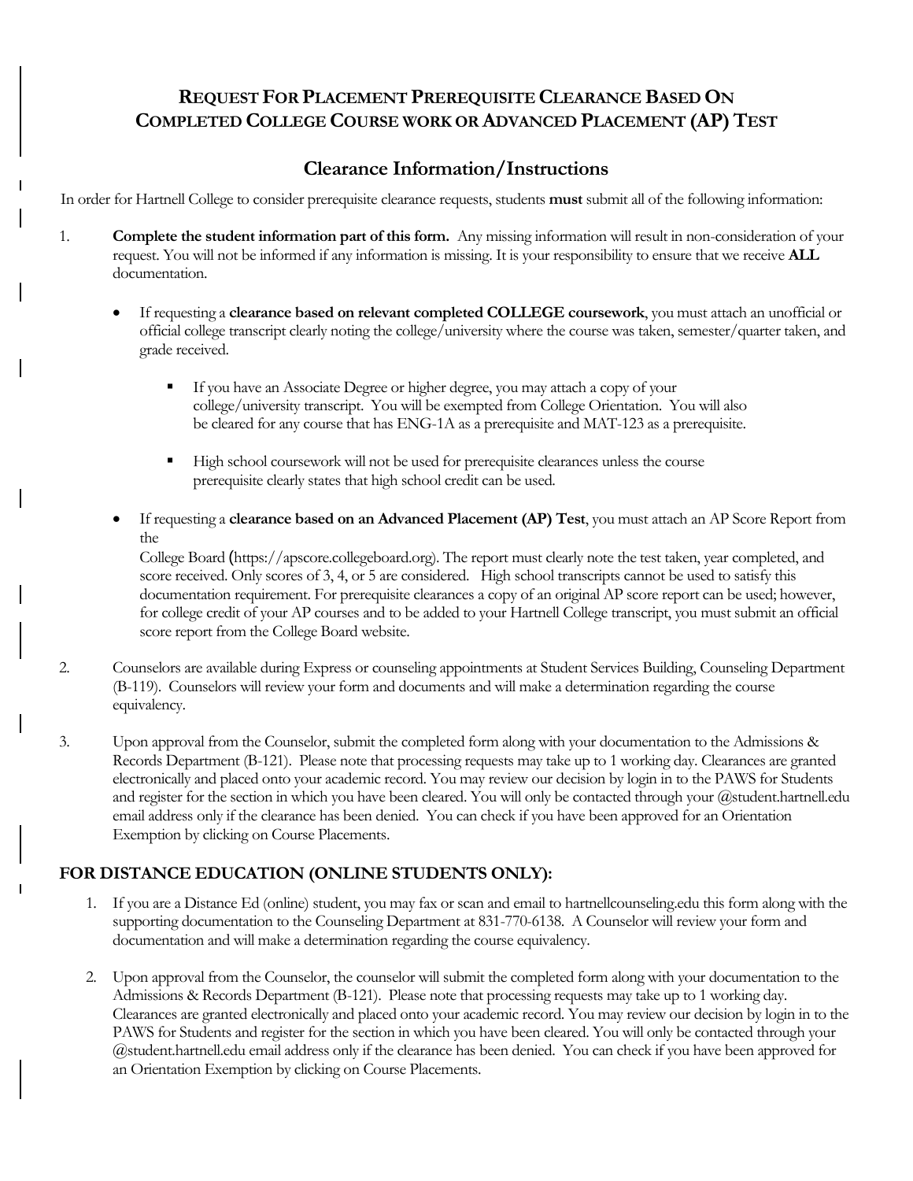## Request For Placement Prerequisite Clearance Based On Completed College Course work or Advanced Placement (AP) Test

### Clearance Information/Instructions

In order for Hartnell College to consider prerequisite clearance requests, students **must** submit all of the following information:

1. **Complete the student information part of this form.** Any missing information will result in non-consideration of your request. You will not be informed if any information is missing. It is your responsibility to ensure that we receive **ALL** documentation.

   - If requesting a **clearance based on relevant completed COLLEGE coursework**, you must attach an unofficial or official college transcript clearly noting the college/university where the course was taken, semester/quarter taken, and grade received.

     - If you have an Associate Degree or higher degree, you may attach a copy of your college/university transcript. You will be exempted from College Orientation. You will also be cleared for any course that has ENG-1A as a prerequisite and MAT-123 as a prerequisite.

     - High school coursework will not be used for prerequisite clearances unless the course prerequisite clearly states that high school credit can be used.

   - If requesting a **clearance based on an Advanced Placement (AP) Test**, you must attach an AP Score Report from the College Board (https://apscore.collegeboard.org). The report must clearly note the test taken, year completed, and score received. Only scores of 3, 4, or 5 are considered. High school transcripts cannot be used to satisfy this documentation requirement. For prerequisite clearances a copy of an original AP score report can be used; however, for college credit of your AP courses and to be added to your Hartnell College transcript, you must submit an official score report from the College Board website.

2. Counselors are available during Express or counseling appointments at Student Services Building, Counseling Department (B-119). Counselors will review your form and documents and will make a determination regarding the course equivalency.

3. Upon approval from the Counselor, submit the completed form along with your documentation to the Admissions & Records Department (B-121). Please note that processing requests may take up to 1 working day. Clearances are granted electronically and placed onto your academic record. You may review our decision by login in to the PAWS for Students and register for the section in which you have been cleared. You will only be contacted through your @student.hartnell.edu email address only if the clearance has been denied. You can check if you have been approved for an Orientation Exemption by clicking on Course Placements.

### FOR DISTANCE EDUCATION (ONLINE STUDENTS ONLY):

1. If you are a Distance Ed (online) student, you may fax or scan and email to hartnellcounseling.edu this form along with the supporting documentation to the Counseling Department at 831-770-6138. A Counselor will review your form and documentation and will make a determination regarding the course equivalency.

2. Upon approval from the Counselor, the counselor will submit the completed form along with your documentation to the Admissions & Records Department (B-121). Please note that processing requests may take up to 1 working day. Clearances are granted electronically and placed onto your academic record. You may review our decision by login in to the PAWS for Students and register for the section in which you have been cleared. You will only be contacted through your @student.hartnell.edu email address only if the clearance has been denied. You can check if you have been approved for an Orientation Exemption by clicking on Course Placements.